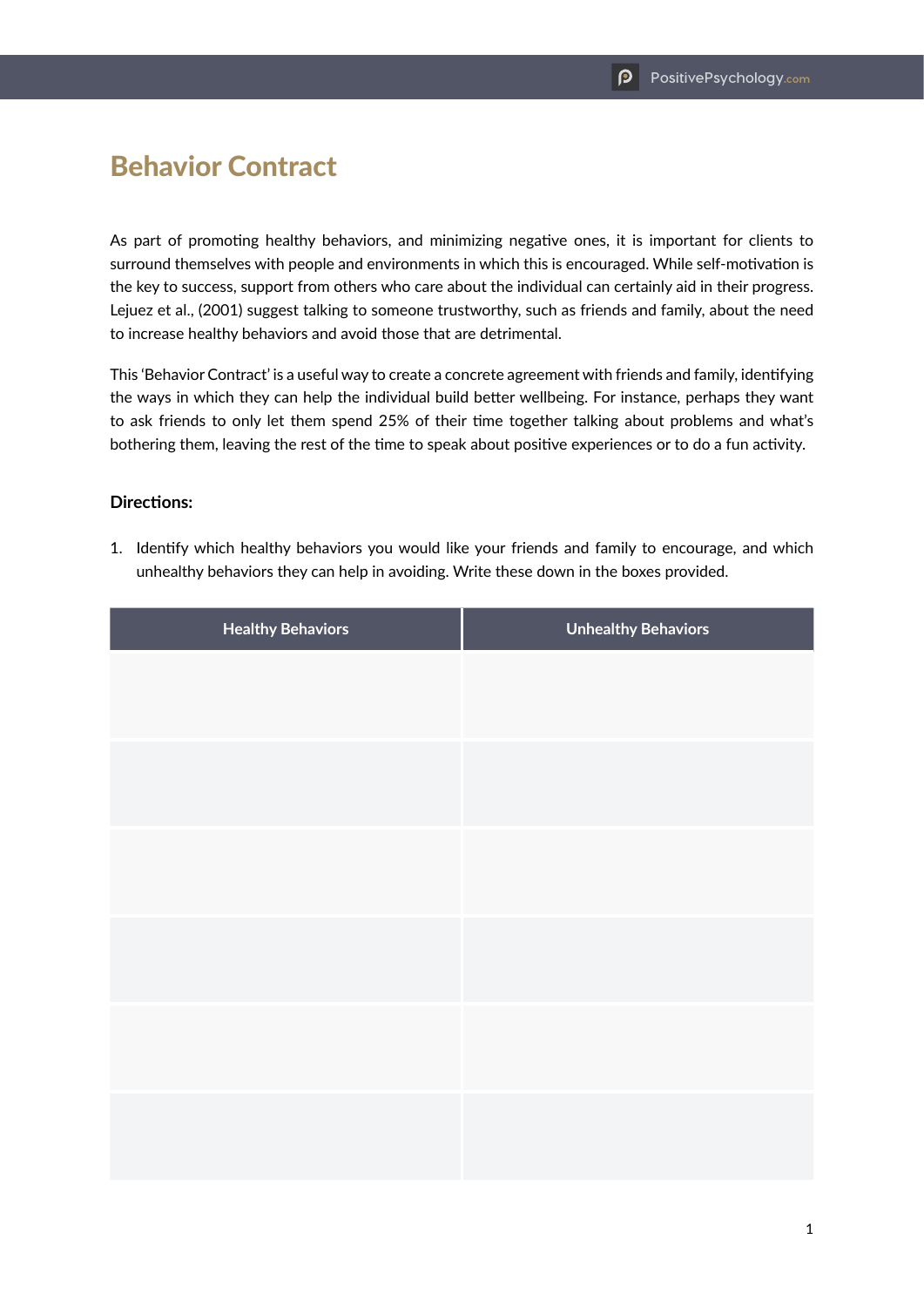# Behavior Contract

As part of promoting healthy behaviors, and minimizing negative ones, it is important for clients to surround themselves with people and environments in which this is encouraged. While self-motivation is the key to success, support from others who care about the individual can certainly aid in their progress. Lejuez et al., (2001) suggest talking to someone trustworthy, such as friends and family, about the need to increase healthy behaviors and avoid those that are detrimental.

This 'Behavior Contract' is a useful way to create a concrete agreement with friends and family, identifying the ways in which they can help the individual build better wellbeing. For instance, perhaps they want to ask friends to only let them spend 25% of their time together talking about problems and what's bothering them, leaving the rest of the time to speak about positive experiences or to do a fun activity.

**Directions:**

1. Identify which healthy behaviors you would like your friends and family to encourage, and which unhealthy behaviors they can help in avoiding. Write these down in the boxes provided.

| Healthy Behaviors | Unhealthy Behaviors |
|---|---|
| | |
| | |
| | |
| | |
| | |
| | |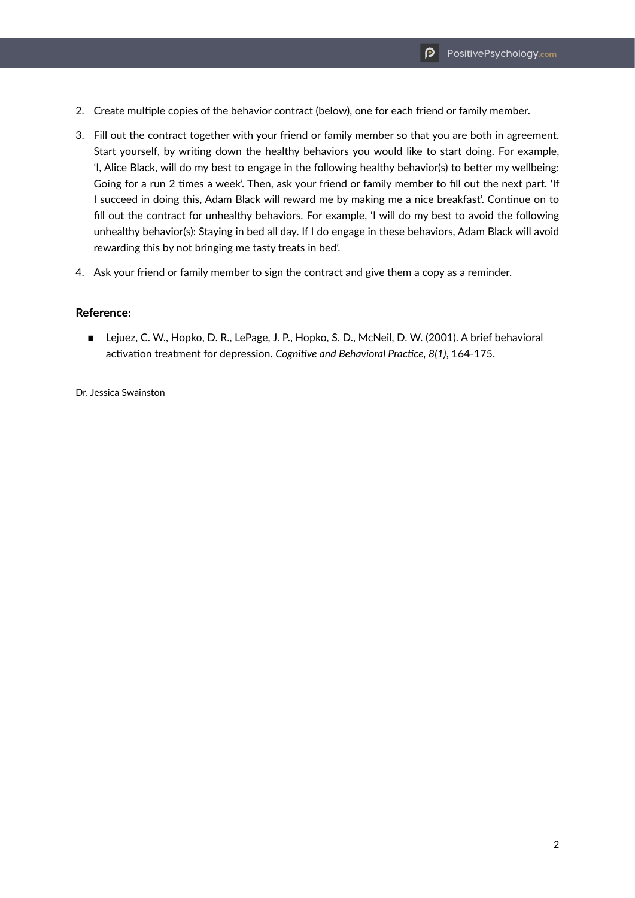2. Create multiple copies of the behavior contract (below), one for each friend or family member.
3. Fill out the contract together with your friend or family member so that you are both in agreement. Start yourself, by writing down the healthy behaviors you would like to start doing. For example, 'I, Alice Black, will do my best to engage in the following healthy behavior(s) to better my wellbeing: Going for a run 2 times a week'. Then, ask your friend or family member to fill out the next part. 'If I succeed in doing this, Adam Black will reward me by making me a nice breakfast'. Continue on to fill out the contract for unhealthy behaviors. For example, 'I will do my best to avoid the following unhealthy behavior(s): Staying in bed all day. If I do engage in these behaviors, Adam Black will avoid rewarding this by not bringing me tasty treats in bed'.
4. Ask your friend or family member to sign the contract and give them a copy as a reminder.

### Reference:

- Lejuez, C. W., Hopko, D. R., LePage, J. P., Hopko, S. D., McNeil, D. W. (2001). A brief behavioral activation treatment for depression. *Cognitive and Behavioral Practice, 8(1)*, 164-175.

Dr. Jessica Swainston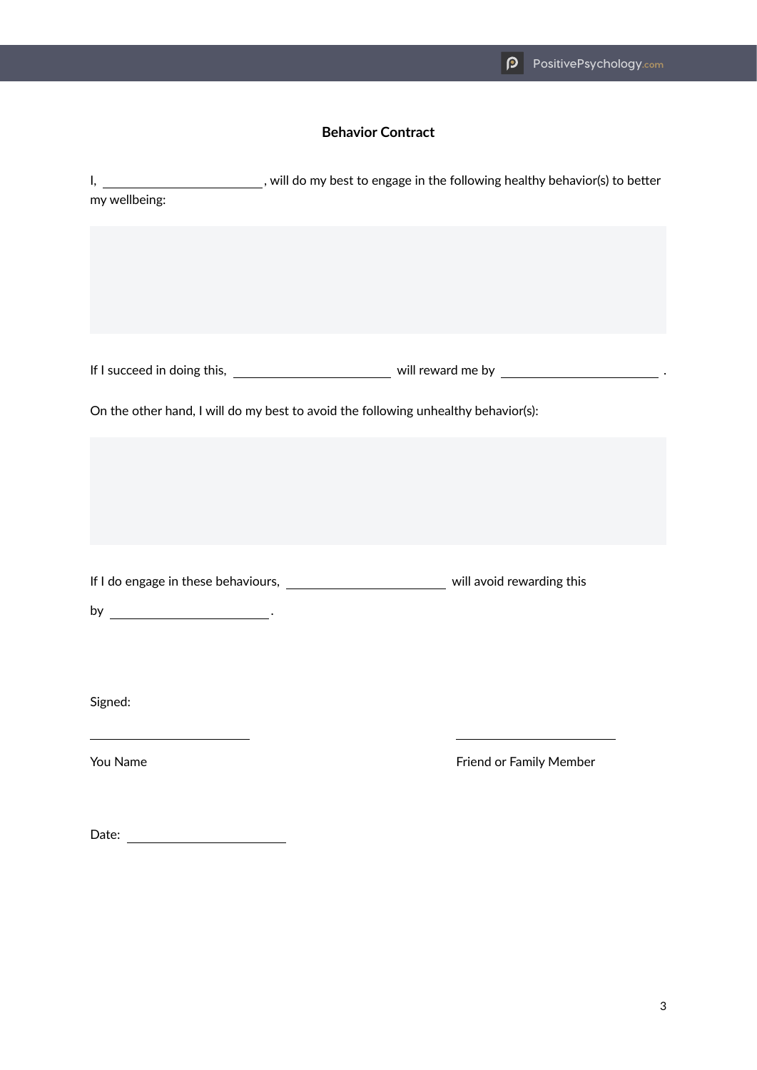## Behavior Contract

I, ________________________, will do my best to engage in the following healthy behavior(s) to better my wellbeing:

If I succeed in doing this, ________________________ will reward me by ________________________ .

On the other hand, I will do my best to avoid the following unhealthy behavior(s):

If I do engage in these behaviours, ________________________ will avoid rewarding this by ________________________.

Signed:

________________________ 
You Name

________________________ 
Friend or Family Member

Date: ________________________